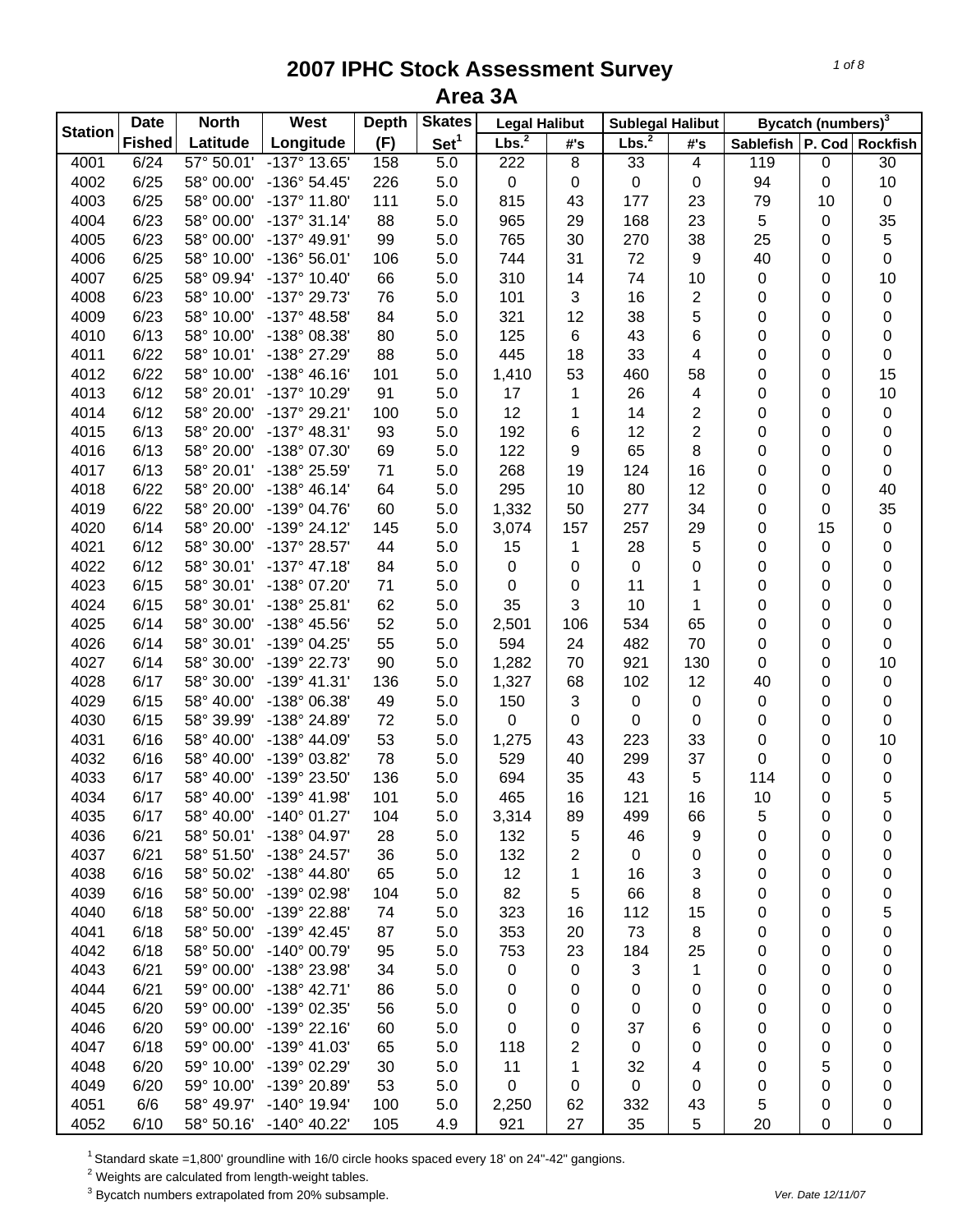# 2007 IPHC Stock Assessment Survey

## Area 3A

| Station | Date Fished | North Latitude | West Longitude | Depth (F) | Skates Set[1] | Legal Halibut | | Sublegal Halibut | | Bycatch (numbers)[3] | | |
|---|---|---|---|---|---|---|---|---|---|---|---|---|
| | | | | | | Lbs.[2] | #'s | Lbs.[2] | #'s | Sablefish | P. Cod | Rockfish |
| 4001 | 6/24 | 57° 50.01' | -137° 13.65' | 158 | 5.0 | 222 | 8 | 33 | 4 | 119 | 0 | 30 |
| 4002 | 6/25 | 58° 00.00' | -136° 54.45' | 226 | 5.0 | 0 | 0 | 0 | 0 | 94 | 0 | 10 |
| 4003 | 6/25 | 58° 00.00' | -137° 11.80' | 111 | 5.0 | 815 | 43 | 177 | 23 | 79 | 10 | 0 |
| 4004 | 6/23 | 58° 00.00' | -137° 31.14' | 88 | 5.0 | 965 | 29 | 168 | 23 | 5 | 0 | 35 |
| 4005 | 6/23 | 58° 00.00' | -137° 49.91' | 99 | 5.0 | 765 | 30 | 270 | 38 | 25 | 0 | 5 |
| 4006 | 6/25 | 58° 10.00' | -136° 56.01' | 106 | 5.0 | 744 | 31 | 72 | 9 | 40 | 0 | 0 |
| 4007 | 6/25 | 58° 09.94' | -137° 10.40' | 66 | 5.0 | 310 | 14 | 74 | 10 | 0 | 0 | 10 |
| 4008 | 6/23 | 58° 10.00' | -137° 29.73' | 76 | 5.0 | 101 | 3 | 16 | 2 | 0 | 0 | 0 |
| 4009 | 6/23 | 58° 10.00' | -137° 48.58' | 84 | 5.0 | 321 | 12 | 38 | 5 | 0 | 0 | 0 |
| 4010 | 6/13 | 58° 10.00' | -138° 08.38' | 80 | 5.0 | 125 | 6 | 43 | 6 | 0 | 0 | 0 |
| 4011 | 6/22 | 58° 10.01' | -138° 27.29' | 88 | 5.0 | 445 | 18 | 33 | 4 | 0 | 0 | 0 |
| 4012 | 6/22 | 58° 10.00' | -138° 46.16' | 101 | 5.0 | 1,410 | 53 | 460 | 58 | 0 | 0 | 15 |
| 4013 | 6/12 | 58° 20.01' | -137° 10.29' | 91 | 5.0 | 17 | 1 | 26 | 4 | 0 | 0 | 10 |
| 4014 | 6/12 | 58° 20.00' | -137° 29.21' | 100 | 5.0 | 12 | 1 | 14 | 2 | 0 | 0 | 0 |
| 4015 | 6/13 | 58° 20.00' | -137° 48.31' | 93 | 5.0 | 192 | 6 | 12 | 2 | 0 | 0 | 0 |
| 4016 | 6/13 | 58° 20.00' | -138° 07.30' | 69 | 5.0 | 122 | 9 | 65 | 8 | 0 | 0 | 0 |
| 4017 | 6/13 | 58° 20.01' | -138° 25.59' | 71 | 5.0 | 268 | 19 | 124 | 16 | 0 | 0 | 0 |
| 4018 | 6/22 | 58° 20.00' | -138° 46.14' | 64 | 5.0 | 295 | 10 | 80 | 12 | 0 | 0 | 40 |
| 4019 | 6/22 | 58° 20.00' | -139° 04.76' | 60 | 5.0 | 1,332 | 50 | 277 | 34 | 0 | 0 | 35 |
| 4020 | 6/14 | 58° 20.00' | -139° 24.12' | 145 | 5.0 | 3,074 | 157 | 257 | 29 | 0 | 15 | 0 |
| 4021 | 6/12 | 58° 30.00' | -137° 28.57' | 44 | 5.0 | 15 | 1 | 28 | 5 | 0 | 0 | 0 |
| 4022 | 6/12 | 58° 30.01' | -137° 47.18' | 84 | 5.0 | 0 | 0 | 0 | 0 | 0 | 0 | 0 |
| 4023 | 6/15 | 58° 30.01' | -138° 07.20' | 71 | 5.0 | 0 | 0 | 11 | 1 | 0 | 0 | 0 |
| 4024 | 6/15 | 58° 30.01' | -138° 25.81' | 62 | 5.0 | 35 | 3 | 10 | 1 | 0 | 0 | 0 |
| 4025 | 6/14 | 58° 30.00' | -138° 45.56' | 52 | 5.0 | 2,501 | 106 | 534 | 65 | 0 | 0 | 0 |
| 4026 | 6/14 | 58° 30.01' | -139° 04.25' | 55 | 5.0 | 594 | 24 | 482 | 70 | 0 | 0 | 0 |
| 4027 | 6/14 | 58° 30.00' | -139° 22.73' | 90 | 5.0 | 1,282 | 70 | 921 | 130 | 0 | 0 | 10 |
| 4028 | 6/17 | 58° 30.00' | -139° 41.31' | 136 | 5.0 | 1,327 | 68 | 102 | 12 | 40 | 0 | 0 |
| 4029 | 6/15 | 58° 40.00' | -138° 06.38' | 49 | 5.0 | 150 | 3 | 0 | 0 | 0 | 0 | 0 |
| 4030 | 6/15 | 58° 39.99' | -138° 24.89' | 72 | 5.0 | 0 | 0 | 0 | 0 | 0 | 0 | 0 |
| 4031 | 6/16 | 58° 40.00' | -138° 44.09' | 53 | 5.0 | 1,275 | 43 | 223 | 33 | 0 | 0 | 10 |
| 4032 | 6/16 | 58° 40.00' | -139° 03.82' | 78 | 5.0 | 529 | 40 | 299 | 37 | 0 | 0 | 0 |
| 4033 | 6/17 | 58° 40.00' | -139° 23.50' | 136 | 5.0 | 694 | 35 | 43 | 5 | 114 | 0 | 0 |
| 4034 | 6/17 | 58° 40.00' | -139° 41.98' | 101 | 5.0 | 465 | 16 | 121 | 16 | 10 | 0 | 5 |
| 4035 | 6/17 | 58° 40.00' | -140° 01.27' | 104 | 5.0 | 3,314 | 89 | 499 | 66 | 5 | 0 | 0 |
| 4036 | 6/21 | 58° 50.01' | -138° 04.97' | 28 | 5.0 | 132 | 5 | 46 | 9 | 0 | 0 | 0 |
| 4037 | 6/21 | 58° 51.50' | -138° 24.57' | 36 | 5.0 | 132 | 2 | 0 | 0 | 0 | 0 | 0 |
| 4038 | 6/16 | 58° 50.02' | -138° 44.80' | 65 | 5.0 | 12 | 1 | 16 | 3 | 0 | 0 | 0 |
| 4039 | 6/16 | 58° 50.00' | -139° 02.98' | 104 | 5.0 | 82 | 5 | 66 | 8 | 0 | 0 | 0 |
| 4040 | 6/18 | 58° 50.00' | -139° 22.88' | 74 | 5.0 | 323 | 16 | 112 | 15 | 0 | 0 | 5 |
| 4041 | 6/18 | 58° 50.00' | -139° 42.45' | 87 | 5.0 | 353 | 20 | 73 | 8 | 0 | 0 | 0 |
| 4042 | 6/18 | 58° 50.00' | -140° 00.79' | 95 | 5.0 | 753 | 23 | 184 | 25 | 0 | 0 | 0 |
| 4043 | 6/21 | 59° 00.00' | -138° 23.98' | 34 | 5.0 | 0 | 0 | 3 | 1 | 0 | 0 | 0 |
| 4044 | 6/21 | 59° 00.00' | -138° 42.71' | 86 | 5.0 | 0 | 0 | 0 | 0 | 0 | 0 | 0 |
| 4045 | 6/20 | 59° 00.00' | -139° 02.35' | 56 | 5.0 | 0 | 0 | 0 | 0 | 0 | 0 | 0 |
| 4046 | 6/20 | 59° 00.00' | -139° 22.16' | 60 | 5.0 | 0 | 0 | 37 | 6 | 0 | 0 | 0 |
| 4047 | 6/18 | 59° 00.00' | -139° 41.03' | 65 | 5.0 | 118 | 2 | 0 | 0 | 0 | 0 | 0 |
| 4048 | 6/20 | 59° 10.00' | -139° 02.29' | 30 | 5.0 | 11 | 1 | 32 | 4 | 0 | 5 | 0 |
| 4049 | 6/20 | 59° 10.00' | -139° 20.89' | 53 | 5.0 | 0 | 0 | 0 | 0 | 0 | 0 | 0 |
| 4051 | 6/6 | 58° 49.97' | -140° 19.94' | 100 | 5.0 | 2,250 | 62 | 332 | 43 | 5 | 0 | 0 |
| 4052 | 6/10 | 58° 50.16' | -140° 40.22' | 105 | 4.9 | 921 | 27 | 35 | 5 | 20 | 0 | 0 |

[1] Standard skate =1,800' groundline with 16/0 circle hooks spaced every 18' on 24"-42" gangions.

[2] Weights are calculated from length-weight tables.

[3] Bycatch numbers extrapolated from 20% subsample.

Ver. Date 12/11/07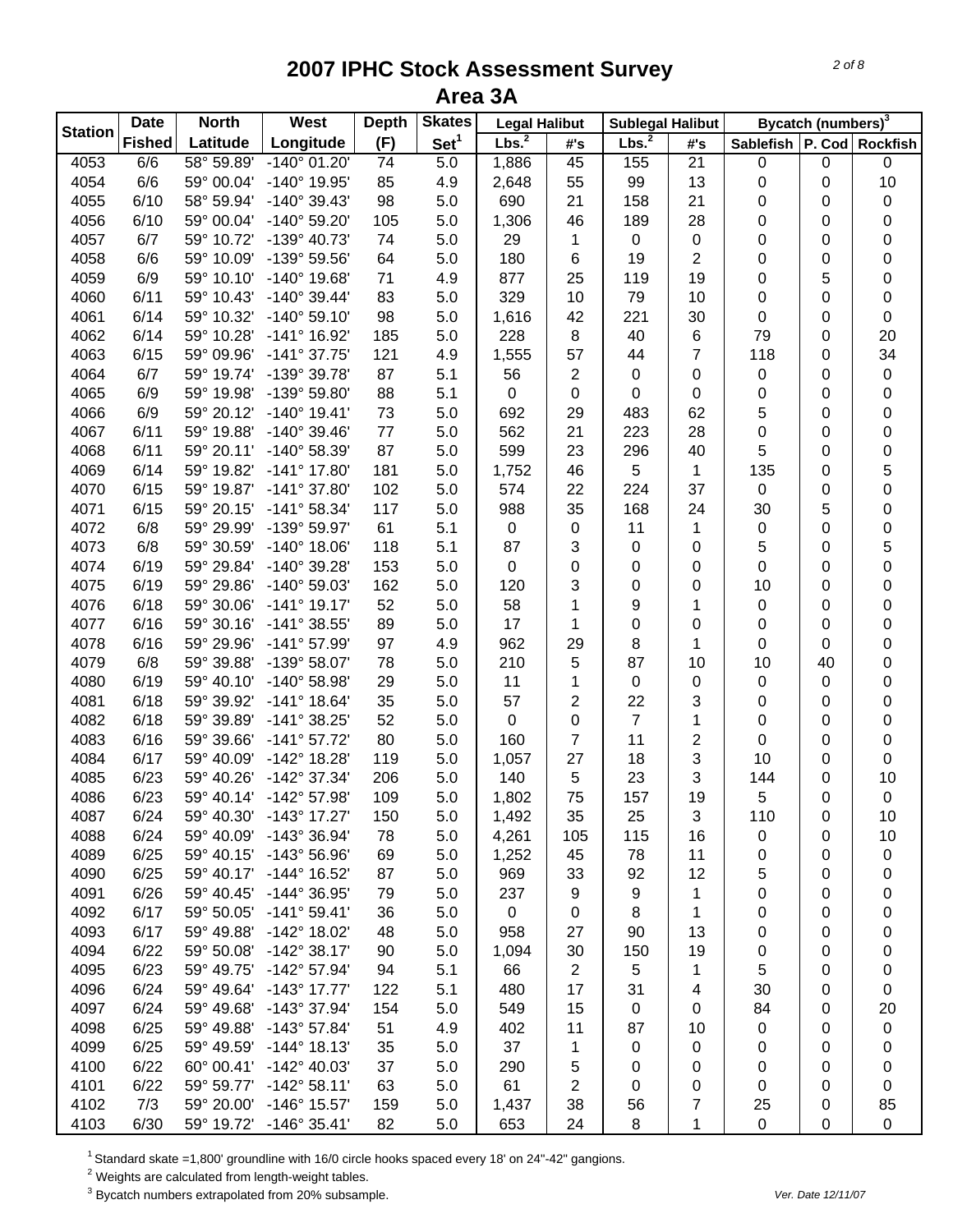# 2007 IPHC Stock Assessment Survey
## Area 3A

| Station | Date | North | West | Depth | Skates | Legal Halibut | | Sublegal Halibut | | Bycatch (numbers)[3] | | |
|---|---|---|---|---|---|---|---|---|---|---|---|---|
| | Fished | Latitude | Longitude | (F) | Set[1] | Lbs.[2] | #'s | Lbs.[2] | #'s | Sablefish | P. Cod | Rockfish |
| 4053 | 6/6 | 58° 59.89' | -140° 01.20' | 74 | 5.0 | 1,886 | 45 | 155 | 21 | 0 | 0 | 0 |
| 4054 | 6/6 | 59° 00.04' | -140° 19.95' | 85 | 4.9 | 2,648 | 55 | 99 | 13 | 0 | 0 | 10 |
| 4055 | 6/10 | 58° 59.94' | -140° 39.43' | 98 | 5.0 | 690 | 21 | 158 | 21 | 0 | 0 | 0 |
| 4056 | 6/10 | 59° 00.04' | -140° 59.20' | 105 | 5.0 | 1,306 | 46 | 189 | 28 | 0 | 0 | 0 |
| 4057 | 6/7 | 59° 10.72' | -139° 40.73' | 74 | 5.0 | 29 | 1 | 0 | 0 | 0 | 0 | 0 |
| 4058 | 6/6 | 59° 10.09' | -139° 59.56' | 64 | 5.0 | 180 | 6 | 19 | 2 | 0 | 0 | 0 |
| 4059 | 6/9 | 59° 10.10' | -140° 19.68' | 71 | 4.9 | 877 | 25 | 119 | 19 | 0 | 5 | 0 |
| 4060 | 6/11 | 59° 10.43' | -140° 39.44' | 83 | 5.0 | 329 | 10 | 79 | 10 | 0 | 0 | 0 |
| 4061 | 6/14 | 59° 10.32' | -140° 59.10' | 98 | 5.0 | 1,616 | 42 | 221 | 30 | 0 | 0 | 0 |
| 4062 | 6/14 | 59° 10.28' | -141° 16.92' | 185 | 5.0 | 228 | 8 | 40 | 6 | 79 | 0 | 20 |
| 4063 | 6/15 | 59° 09.96' | -141° 37.75' | 121 | 4.9 | 1,555 | 57 | 44 | 7 | 118 | 0 | 34 |
| 4064 | 6/7 | 59° 19.74' | -139° 39.78' | 87 | 5.1 | 56 | 2 | 0 | 0 | 0 | 0 | 0 |
| 4065 | 6/9 | 59° 19.98' | -139° 59.80' | 88 | 5.1 | 0 | 0 | 0 | 0 | 0 | 0 | 0 |
| 4066 | 6/9 | 59° 20.12' | -140° 19.41' | 73 | 5.0 | 692 | 29 | 483 | 62 | 5 | 0 | 0 |
| 4067 | 6/11 | 59° 19.88' | -140° 39.46' | 77 | 5.0 | 562 | 21 | 223 | 28 | 0 | 0 | 0 |
| 4068 | 6/11 | 59° 20.11' | -140° 58.39' | 87 | 5.0 | 599 | 23 | 296 | 40 | 5 | 0 | 0 |
| 4069 | 6/14 | 59° 19.82' | -141° 17.80' | 181 | 5.0 | 1,752 | 46 | 5 | 1 | 135 | 0 | 5 |
| 4070 | 6/15 | 59° 19.87' | -141° 37.80' | 102 | 5.0 | 574 | 22 | 224 | 37 | 0 | 0 | 0 |
| 4071 | 6/15 | 59° 20.15' | -141° 58.34' | 117 | 5.0 | 988 | 35 | 168 | 24 | 30 | 5 | 0 |
| 4072 | 6/8 | 59° 29.99' | -139° 59.97' | 61 | 5.1 | 0 | 0 | 11 | 1 | 0 | 0 | 0 |
| 4073 | 6/8 | 59° 30.59' | -140° 18.06' | 118 | 5.1 | 87 | 3 | 0 | 0 | 5 | 0 | 5 |
| 4074 | 6/19 | 59° 29.84' | -140° 39.28' | 153 | 5.0 | 0 | 0 | 0 | 0 | 0 | 0 | 0 |
| 4075 | 6/19 | 59° 29.86' | -140° 59.03' | 162 | 5.0 | 120 | 3 | 0 | 0 | 10 | 0 | 0 |
| 4076 | 6/18 | 59° 30.06' | -141° 19.17' | 52 | 5.0 | 58 | 1 | 9 | 1 | 0 | 0 | 0 |
| 4077 | 6/16 | 59° 30.16' | -141° 38.55' | 89 | 5.0 | 17 | 1 | 0 | 0 | 0 | 0 | 0 |
| 4078 | 6/16 | 59° 29.96' | -141° 57.99' | 97 | 4.9 | 962 | 29 | 8 | 1 | 0 | 0 | 0 |
| 4079 | 6/8 | 59° 39.88' | -139° 58.07' | 78 | 5.0 | 210 | 5 | 87 | 10 | 10 | 40 | 0 |
| 4080 | 6/19 | 59° 40.10' | -140° 58.98' | 29 | 5.0 | 11 | 1 | 0 | 0 | 0 | 0 | 0 |
| 4081 | 6/18 | 59° 39.92' | -141° 18.64' | 35 | 5.0 | 57 | 2 | 22 | 3 | 0 | 0 | 0 |
| 4082 | 6/18 | 59° 39.89' | -141° 38.25' | 52 | 5.0 | 0 | 0 | 7 | 1 | 0 | 0 | 0 |
| 4083 | 6/16 | 59° 39.66' | -141° 57.72' | 80 | 5.0 | 160 | 7 | 11 | 2 | 0 | 0 | 0 |
| 4084 | 6/17 | 59° 40.09' | -142° 18.28' | 119 | 5.0 | 1,057 | 27 | 18 | 3 | 10 | 0 | 0 |
| 4085 | 6/23 | 59° 40.26' | -142° 37.34' | 206 | 5.0 | 140 | 5 | 23 | 3 | 144 | 0 | 10 |
| 4086 | 6/23 | 59° 40.14' | -142° 57.98' | 109 | 5.0 | 1,802 | 75 | 157 | 19 | 5 | 0 | 0 |
| 4087 | 6/24 | 59° 40.30' | -143° 17.27' | 150 | 5.0 | 1,492 | 35 | 25 | 3 | 110 | 0 | 10 |
| 4088 | 6/24 | 59° 40.09' | -143° 36.94' | 78 | 5.0 | 4,261 | 105 | 115 | 16 | 0 | 0 | 10 |
| 4089 | 6/25 | 59° 40.15' | -143° 56.96' | 69 | 5.0 | 1,252 | 45 | 78 | 11 | 0 | 0 | 0 |
| 4090 | 6/25 | 59° 40.17' | -144° 16.52' | 87 | 5.0 | 969 | 33 | 92 | 12 | 5 | 0 | 0 |
| 4091 | 6/26 | 59° 40.45' | -144° 36.95' | 79 | 5.0 | 237 | 9 | 9 | 1 | 0 | 0 | 0 |
| 4092 | 6/17 | 59° 50.05' | -141° 59.41' | 36 | 5.0 | 0 | 0 | 8 | 1 | 0 | 0 | 0 |
| 4093 | 6/17 | 59° 49.88' | -142° 18.02' | 48 | 5.0 | 958 | 27 | 90 | 13 | 0 | 0 | 0 |
| 4094 | 6/22 | 59° 50.08' | -142° 38.17' | 90 | 5.0 | 1,094 | 30 | 150 | 19 | 0 | 0 | 0 |
| 4095 | 6/23 | 59° 49.75' | -142° 57.94' | 94 | 5.1 | 66 | 2 | 5 | 1 | 5 | 0 | 0 |
| 4096 | 6/24 | 59° 49.64' | -143° 17.77' | 122 | 5.1 | 480 | 17 | 31 | 4 | 30 | 0 | 0 |
| 4097 | 6/24 | 59° 49.68' | -143° 37.94' | 154 | 5.0 | 549 | 15 | 0 | 0 | 84 | 0 | 20 |
| 4098 | 6/25 | 59° 49.88' | -143° 57.84' | 51 | 4.9 | 402 | 11 | 87 | 10 | 0 | 0 | 0 |
| 4099 | 6/25 | 59° 49.59' | -144° 18.13' | 35 | 5.0 | 37 | 1 | 0 | 0 | 0 | 0 | 0 |
| 4100 | 6/22 | 60° 00.41' | -142° 40.03' | 37 | 5.0 | 290 | 5 | 0 | 0 | 0 | 0 | 0 |
| 4101 | 6/22 | 59° 59.77' | -142° 58.11' | 63 | 5.0 | 61 | 2 | 0 | 0 | 0 | 0 | 0 |
| 4102 | 7/3 | 59° 20.00' | -146° 15.57' | 159 | 5.0 | 1,437 | 38 | 56 | 7 | 25 | 0 | 85 |
| 4103 | 6/30 | 59° 19.72' | -146° 35.41' | 82 | 5.0 | 653 | 24 | 8 | 1 | 0 | 0 | 0 |

[1] Standard skate =1,800' groundline with 16/0 circle hooks spaced every 18' on 24"-42" gangions.

[2] Weights are calculated from length-weight tables.

[3] Bycatch numbers extrapolated from 20% subsample.

Ver. Date 12/11/07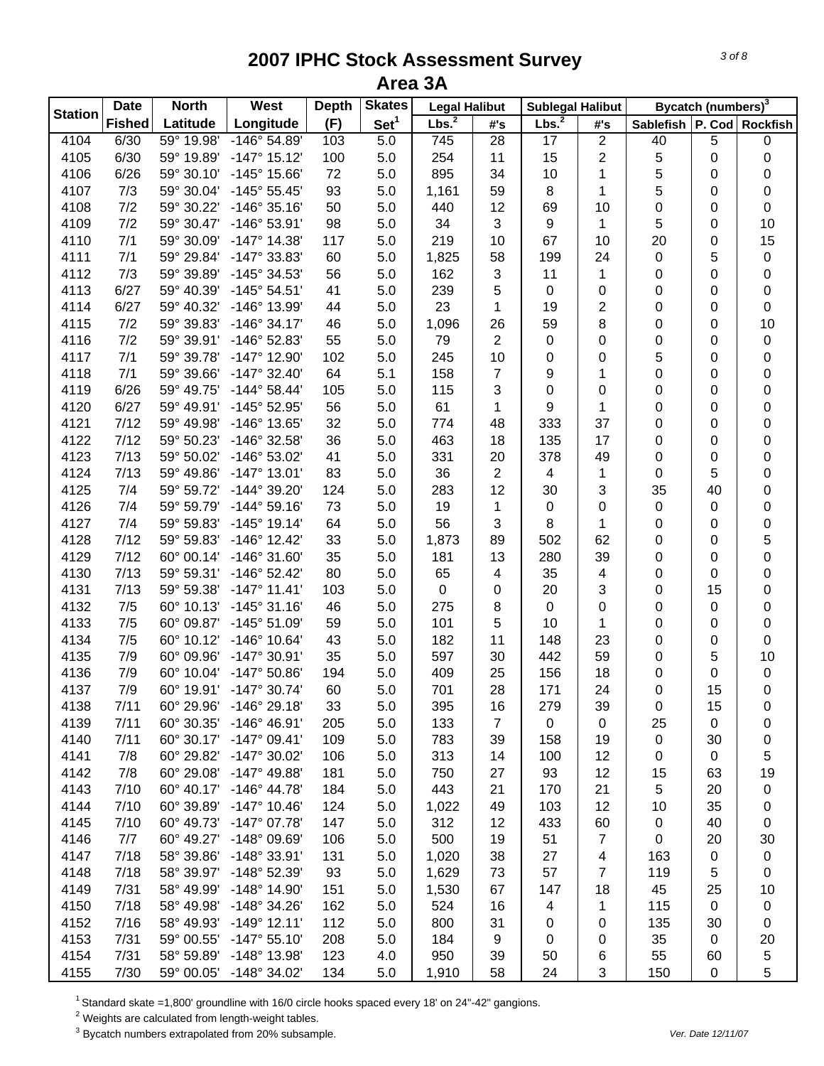# 2007 IPHC Stock Assessment Survey
## Area 3A

| Station | Date | North | West | Depth | Skates | Legal Halibut | | Sublegal Halibut | | Bycatch (numbers)[3] | | |
|---|---|---|---|---|---|---|---|---|---|---|---|---|
| | Fished | Latitude | Longitude | (F) | Set[1] | Lbs.[2] | #'s | Lbs.[2] | #'s | Sablefish | P. Cod | Rockfish |
| 4104 | 6/30 | 59° 19.98' | -146° 54.89' | 103 | 5.0 | 745 | 28 | 17 | 2 | 40 | 5 | 0 |
| 4105 | 6/30 | 59° 19.89' | -147° 15.12' | 100 | 5.0 | 254 | 11 | 15 | 2 | 5 | 0 | 0 |
| 4106 | 6/26 | 59° 30.10' | -145° 15.66' | 72 | 5.0 | 895 | 34 | 10 | 1 | 5 | 0 | 0 |
| 4107 | 7/3 | 59° 30.04' | -145° 55.45' | 93 | 5.0 | 1,161 | 59 | 8 | 1 | 5 | 0 | 0 |
| 4108 | 7/2 | 59° 30.22' | -146° 35.16' | 50 | 5.0 | 440 | 12 | 69 | 10 | 0 | 0 | 0 |
| 4109 | 7/2 | 59° 30.47' | -146° 53.91' | 98 | 5.0 | 34 | 3 | 9 | 1 | 5 | 0 | 10 |
| 4110 | 7/1 | 59° 30.09' | -147° 14.38' | 117 | 5.0 | 219 | 10 | 67 | 10 | 20 | 0 | 15 |
| 4111 | 7/1 | 59° 29.84' | -147° 33.83' | 60 | 5.0 | 1,825 | 58 | 199 | 24 | 0 | 5 | 0 |
| 4112 | 7/3 | 59° 39.89' | -145° 34.53' | 56 | 5.0 | 162 | 3 | 11 | 1 | 0 | 0 | 0 |
| 4113 | 6/27 | 59° 40.39' | -145° 54.51' | 41 | 5.0 | 239 | 5 | 0 | 0 | 0 | 0 | 0 |
| 4114 | 6/27 | 59° 40.32' | -146° 13.99' | 44 | 5.0 | 23 | 1 | 19 | 2 | 0 | 0 | 0 |
| 4115 | 7/2 | 59° 39.83' | -146° 34.17' | 46 | 5.0 | 1,096 | 26 | 59 | 8 | 0 | 0 | 10 |
| 4116 | 7/2 | 59° 39.91' | -146° 52.83' | 55 | 5.0 | 79 | 2 | 0 | 0 | 0 | 0 | 0 |
| 4117 | 7/1 | 59° 39.78' | -147° 12.90' | 102 | 5.0 | 245 | 10 | 0 | 0 | 5 | 0 | 0 |
| 4118 | 7/1 | 59° 39.66' | -147° 32.40' | 64 | 5.1 | 158 | 7 | 9 | 1 | 0 | 0 | 0 |
| 4119 | 6/26 | 59° 49.75' | -144° 58.44' | 105 | 5.0 | 115 | 3 | 0 | 0 | 0 | 0 | 0 |
| 4120 | 6/27 | 59° 49.91' | -145° 52.95' | 56 | 5.0 | 61 | 1 | 9 | 1 | 0 | 0 | 0 |
| 4121 | 7/12 | 59° 49.98' | -146° 13.65' | 32 | 5.0 | 774 | 48 | 333 | 37 | 0 | 0 | 0 |
| 4122 | 7/12 | 59° 50.23' | -146° 32.58' | 36 | 5.0 | 463 | 18 | 135 | 17 | 0 | 0 | 0 |
| 4123 | 7/13 | 59° 50.02' | -146° 53.02' | 41 | 5.0 | 331 | 20 | 378 | 49 | 0 | 0 | 0 |
| 4124 | 7/13 | 59° 49.86' | -147° 13.01' | 83 | 5.0 | 36 | 2 | 4 | 1 | 0 | 5 | 0 |
| 4125 | 7/4 | 59° 59.72' | -144° 39.20' | 124 | 5.0 | 283 | 12 | 30 | 3 | 35 | 40 | 0 |
| 4126 | 7/4 | 59° 59.79' | -144° 59.16' | 73 | 5.0 | 19 | 1 | 0 | 0 | 0 | 0 | 0 |
| 4127 | 7/4 | 59° 59.83' | -145° 19.14' | 64 | 5.0 | 56 | 3 | 8 | 1 | 0 | 0 | 0 |
| 4128 | 7/12 | 59° 59.83' | -146° 12.42' | 33 | 5.0 | 1,873 | 89 | 502 | 62 | 0 | 0 | 5 |
| 4129 | 7/12 | 60° 00.14' | -146° 31.60' | 35 | 5.0 | 181 | 13 | 280 | 39 | 0 | 0 | 0 |
| 4130 | 7/13 | 59° 59.31' | -146° 52.42' | 80 | 5.0 | 65 | 4 | 35 | 4 | 0 | 0 | 0 |
| 4131 | 7/13 | 59° 59.38' | -147° 11.41' | 103 | 5.0 | 0 | 0 | 20 | 3 | 0 | 15 | 0 |
| 4132 | 7/5 | 60° 10.13' | -145° 31.16' | 46 | 5.0 | 275 | 8 | 0 | 0 | 0 | 0 | 0 |
| 4133 | 7/5 | 60° 09.87' | -145° 51.09' | 59 | 5.0 | 101 | 5 | 10 | 1 | 0 | 0 | 0 |
| 4134 | 7/5 | 60° 10.12' | -146° 10.64' | 43 | 5.0 | 182 | 11 | 148 | 23 | 0 | 0 | 0 |
| 4135 | 7/9 | 60° 09.96' | -147° 30.91' | 35 | 5.0 | 597 | 30 | 442 | 59 | 0 | 5 | 10 |
| 4136 | 7/9 | 60° 10.04' | -147° 50.86' | 194 | 5.0 | 409 | 25 | 156 | 18 | 0 | 0 | 0 |
| 4137 | 7/9 | 60° 19.91' | -147° 30.74' | 60 | 5.0 | 701 | 28 | 171 | 24 | 0 | 15 | 0 |
| 4138 | 7/11 | 60° 29.96' | -146° 29.18' | 33 | 5.0 | 395 | 16 | 279 | 39 | 0 | 15 | 0 |
| 4139 | 7/11 | 60° 30.35' | -146° 46.91' | 205 | 5.0 | 133 | 7 | 0 | 0 | 25 | 0 | 0 |
| 4140 | 7/11 | 60° 30.17' | -147° 09.41' | 109 | 5.0 | 783 | 39 | 158 | 19 | 0 | 30 | 0 |
| 4141 | 7/8 | 60° 29.82' | -147° 30.02' | 106 | 5.0 | 313 | 14 | 100 | 12 | 0 | 0 | 5 |
| 4142 | 7/8 | 60° 29.08' | -147° 49.88' | 181 | 5.0 | 750 | 27 | 93 | 12 | 15 | 63 | 19 |
| 4143 | 7/10 | 60° 40.17' | -146° 44.78' | 184 | 5.0 | 443 | 21 | 170 | 21 | 5 | 20 | 0 |
| 4144 | 7/10 | 60° 39.89' | -147° 10.46' | 124 | 5.0 | 1,022 | 49 | 103 | 12 | 10 | 35 | 0 |
| 4145 | 7/10 | 60° 49.73' | -147° 07.78' | 147 | 5.0 | 312 | 12 | 433 | 60 | 0 | 40 | 0 |
| 4146 | 7/7 | 60° 49.27' | -148° 09.69' | 106 | 5.0 | 500 | 19 | 51 | 7 | 0 | 20 | 30 |
| 4147 | 7/18 | 58° 39.86' | -148° 33.91' | 131 | 5.0 | 1,020 | 38 | 27 | 4 | 163 | 0 | 0 |
| 4148 | 7/18 | 58° 39.97' | -148° 52.39' | 93 | 5.0 | 1,629 | 73 | 57 | 7 | 119 | 5 | 0 |
| 4149 | 7/31 | 58° 49.99' | -148° 14.90' | 151 | 5.0 | 1,530 | 67 | 147 | 18 | 45 | 25 | 10 |
| 4150 | 7/18 | 58° 49.98' | -148° 34.26' | 162 | 5.0 | 524 | 16 | 4 | 1 | 115 | 0 | 0 |
| 4152 | 7/16 | 58° 49.93' | -149° 12.11' | 112 | 5.0 | 800 | 31 | 0 | 0 | 135 | 30 | 0 |
| 4153 | 7/31 | 59° 00.55' | -147° 55.10' | 208 | 5.0 | 184 | 9 | 0 | 0 | 35 | 0 | 20 |
| 4154 | 7/31 | 58° 59.89' | -148° 13.98' | 123 | 4.0 | 950 | 39 | 50 | 6 | 55 | 60 | 5 |
| 4155 | 7/30 | 59° 00.05' | -148° 34.02' | 134 | 5.0 | 1,910 | 58 | 24 | 3 | 150 | 0 | 5 |

[1] Standard skate =1,800' groundline with 16/0 circle hooks spaced every 18' on 24"-42" gangions.

[2] Weights are calculated from length-weight tables.

[3] Bycatch numbers extrapolated from 20% subsample.

*Ver. Date 12/11/07*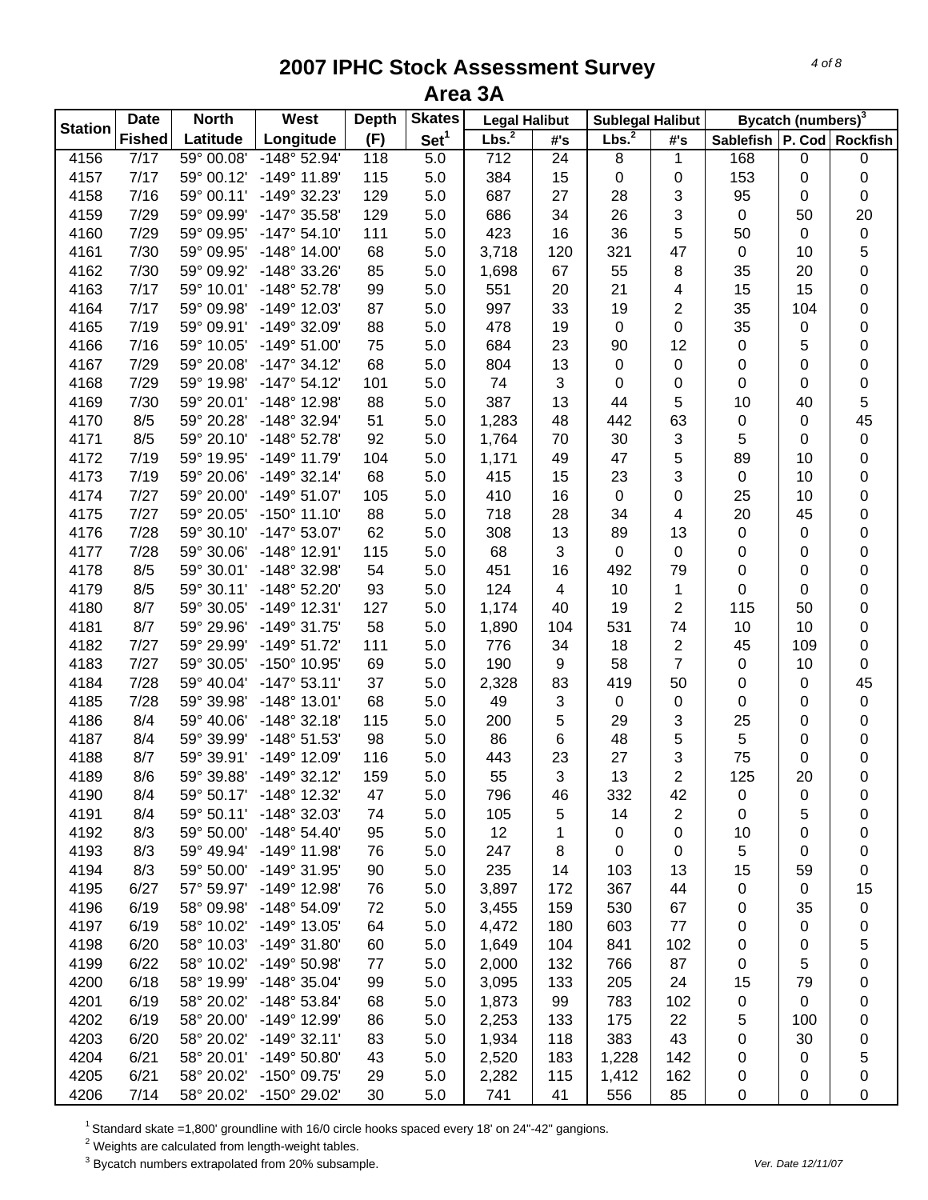# 2007 IPHC Stock Assessment Survey
## Area 3A

| Station | Date Fished | North Latitude | West Longitude | Depth (F) | Skates Set[1] | Legal Halibut Lbs.[2] | Legal Halibut #'s | Sublegal Halibut Lbs.[2] | Sublegal Halibut #'s | Bycatch (numbers)[3] Sablefish | P. Cod | Rockfish |
|---|---|---|---|---|---|---|---|---|---|---|---|---|
| 4156 | 7/17 | 59° 00.08' | -148° 52.94' | 118 | 5.0 | 712 | 24 | 8 | 1 | 168 | 0 | 0 |
| 4157 | 7/17 | 59° 00.12' | -149° 11.89' | 115 | 5.0 | 384 | 15 | 0 | 0 | 153 | 0 | 0 |
| 4158 | 7/16 | 59° 00.11' | -149° 32.23' | 129 | 5.0 | 687 | 27 | 28 | 3 | 95 | 0 | 0 |
| 4159 | 7/29 | 59° 09.99' | -147° 35.58' | 129 | 5.0 | 686 | 34 | 26 | 3 | 0 | 50 | 20 |
| 4160 | 7/29 | 59° 09.95' | -147° 54.10' | 111 | 5.0 | 423 | 16 | 36 | 5 | 50 | 0 | 0 |
| 4161 | 7/30 | 59° 09.95' | -148° 14.00' | 68 | 5.0 | 3,718 | 120 | 321 | 47 | 0 | 10 | 5 |
| 4162 | 7/30 | 59° 09.92' | -148° 33.26' | 85 | 5.0 | 1,698 | 67 | 55 | 8 | 35 | 20 | 0 |
| 4163 | 7/17 | 59° 10.01' | -148° 52.78' | 99 | 5.0 | 551 | 20 | 21 | 4 | 15 | 15 | 0 |
| 4164 | 7/17 | 59° 09.98' | -149° 12.03' | 87 | 5.0 | 997 | 33 | 19 | 2 | 35 | 104 | 0 |
| 4165 | 7/19 | 59° 09.91' | -149° 32.09' | 88 | 5.0 | 478 | 19 | 0 | 0 | 35 | 0 | 0 |
| 4166 | 7/16 | 59° 10.05' | -149° 51.00' | 75 | 5.0 | 684 | 23 | 90 | 12 | 0 | 5 | 0 |
| 4167 | 7/29 | 59° 20.08' | -147° 34.12' | 68 | 5.0 | 804 | 13 | 0 | 0 | 0 | 0 | 0 |
| 4168 | 7/29 | 59° 19.98' | -147° 54.12' | 101 | 5.0 | 74 | 3 | 0 | 0 | 0 | 0 | 0 |
| 4169 | 7/30 | 59° 20.01' | -148° 12.98' | 88 | 5.0 | 387 | 13 | 44 | 5 | 10 | 40 | 5 |
| 4170 | 8/5 | 59° 20.28' | -148° 32.94' | 51 | 5.0 | 1,283 | 48 | 442 | 63 | 0 | 0 | 45 |
| 4171 | 8/5 | 59° 20.10' | -148° 52.78' | 92 | 5.0 | 1,764 | 70 | 30 | 3 | 5 | 0 | 0 |
| 4172 | 7/19 | 59° 19.95' | -149° 11.79' | 104 | 5.0 | 1,171 | 49 | 47 | 5 | 89 | 10 | 0 |
| 4173 | 7/19 | 59° 20.06' | -149° 32.14' | 68 | 5.0 | 415 | 15 | 23 | 3 | 0 | 10 | 0 |
| 4174 | 7/27 | 59° 20.00' | -149° 51.07' | 105 | 5.0 | 410 | 16 | 0 | 0 | 25 | 10 | 0 |
| 4175 | 7/27 | 59° 20.05' | -150° 11.10' | 88 | 5.0 | 718 | 28 | 34 | 4 | 20 | 45 | 0 |
| 4176 | 7/28 | 59° 30.10' | -147° 53.07' | 62 | 5.0 | 308 | 13 | 89 | 13 | 0 | 0 | 0 |
| 4177 | 7/28 | 59° 30.06' | -148° 12.91' | 115 | 5.0 | 68 | 3 | 0 | 0 | 0 | 0 | 0 |
| 4178 | 8/5 | 59° 30.01' | -148° 32.98' | 54 | 5.0 | 451 | 16 | 492 | 79 | 0 | 0 | 0 |
| 4179 | 8/5 | 59° 30.11' | -148° 52.20' | 93 | 5.0 | 124 | 4 | 10 | 1 | 0 | 0 | 0 |
| 4180 | 8/7 | 59° 30.05' | -149° 12.31' | 127 | 5.0 | 1,174 | 40 | 19 | 2 | 115 | 50 | 0 |
| 4181 | 8/7 | 59° 29.96' | -149° 31.75' | 58 | 5.0 | 1,890 | 104 | 531 | 74 | 10 | 10 | 0 |
| 4182 | 7/27 | 59° 29.99' | -149° 51.72' | 111 | 5.0 | 776 | 34 | 18 | 2 | 45 | 109 | 0 |
| 4183 | 7/27 | 59° 30.05' | -150° 10.95' | 69 | 5.0 | 190 | 9 | 58 | 7 | 0 | 10 | 0 |
| 4184 | 7/28 | 59° 40.04' | -147° 53.11' | 37 | 5.0 | 2,328 | 83 | 419 | 50 | 0 | 0 | 45 |
| 4185 | 7/28 | 59° 39.98' | -148° 13.01' | 68 | 5.0 | 49 | 3 | 0 | 0 | 0 | 0 | 0 |
| 4186 | 8/4 | 59° 40.06' | -148° 32.18' | 115 | 5.0 | 200 | 5 | 29 | 3 | 25 | 0 | 0 |
| 4187 | 8/4 | 59° 39.99' | -148° 51.53' | 98 | 5.0 | 86 | 6 | 48 | 5 | 5 | 0 | 0 |
| 4188 | 8/7 | 59° 39.91' | -149° 12.09' | 116 | 5.0 | 443 | 23 | 27 | 3 | 75 | 0 | 0 |
| 4189 | 8/6 | 59° 39.88' | -149° 32.12' | 159 | 5.0 | 55 | 3 | 13 | 2 | 125 | 20 | 0 |
| 4190 | 8/4 | 59° 50.17' | -148° 12.32' | 47 | 5.0 | 796 | 46 | 332 | 42 | 0 | 0 | 0 |
| 4191 | 8/4 | 59° 50.11' | -148° 32.03' | 74 | 5.0 | 105 | 5 | 14 | 2 | 0 | 5 | 0 |
| 4192 | 8/3 | 59° 50.00' | -148° 54.40' | 95 | 5.0 | 12 | 1 | 0 | 0 | 10 | 0 | 0 |
| 4193 | 8/3 | 59° 49.94' | -149° 11.98' | 76 | 5.0 | 247 | 8 | 0 | 0 | 5 | 0 | 0 |
| 4194 | 8/3 | 59° 50.00' | -149° 31.95' | 90 | 5.0 | 235 | 14 | 103 | 13 | 15 | 59 | 0 |
| 4195 | 6/27 | 57° 59.97' | -149° 12.98' | 76 | 5.0 | 3,897 | 172 | 367 | 44 | 0 | 0 | 15 |
| 4196 | 6/19 | 58° 09.98' | -148° 54.09' | 72 | 5.0 | 3,455 | 159 | 530 | 67 | 0 | 35 | 0 |
| 4197 | 6/19 | 58° 10.02' | -149° 13.05' | 64 | 5.0 | 4,472 | 180 | 603 | 77 | 0 | 0 | 0 |
| 4198 | 6/20 | 58° 10.03' | -149° 31.80' | 60 | 5.0 | 1,649 | 104 | 841 | 102 | 0 | 0 | 5 |
| 4199 | 6/22 | 58° 10.02' | -149° 50.98' | 77 | 5.0 | 2,000 | 132 | 766 | 87 | 0 | 5 | 0 |
| 4200 | 6/18 | 58° 19.99' | -148° 35.04' | 99 | 5.0 | 3,095 | 133 | 205 | 24 | 15 | 79 | 0 |
| 4201 | 6/19 | 58° 20.02' | -148° 53.84' | 68 | 5.0 | 1,873 | 99 | 783 | 102 | 0 | 0 | 0 |
| 4202 | 6/19 | 58° 20.00' | -149° 12.99' | 86 | 5.0 | 2,253 | 133 | 175 | 22 | 5 | 100 | 0 |
| 4203 | 6/20 | 58° 20.02' | -149° 32.11' | 83 | 5.0 | 1,934 | 118 | 383 | 43 | 0 | 30 | 0 |
| 4204 | 6/21 | 58° 20.01' | -149° 50.80' | 43 | 5.0 | 2,520 | 183 | 1,228 | 142 | 0 | 0 | 5 |
| 4205 | 6/21 | 58° 20.02' | -150° 09.75' | 29 | 5.0 | 2,282 | 115 | 1,412 | 162 | 0 | 0 | 0 |
| 4206 | 7/14 | 58° 20.02' | -150° 29.02' | 30 | 5.0 | 741 | 41 | 556 | 85 | 0 | 0 | 0 |

[1] Standard skate =1,800' groundline with 16/0 circle hooks spaced every 18' on 24"-42" gangions.

[2] Weights are calculated from length-weight tables.

[3] Bycatch numbers extrapolated from 20% subsample.

Ver. Date 12/11/07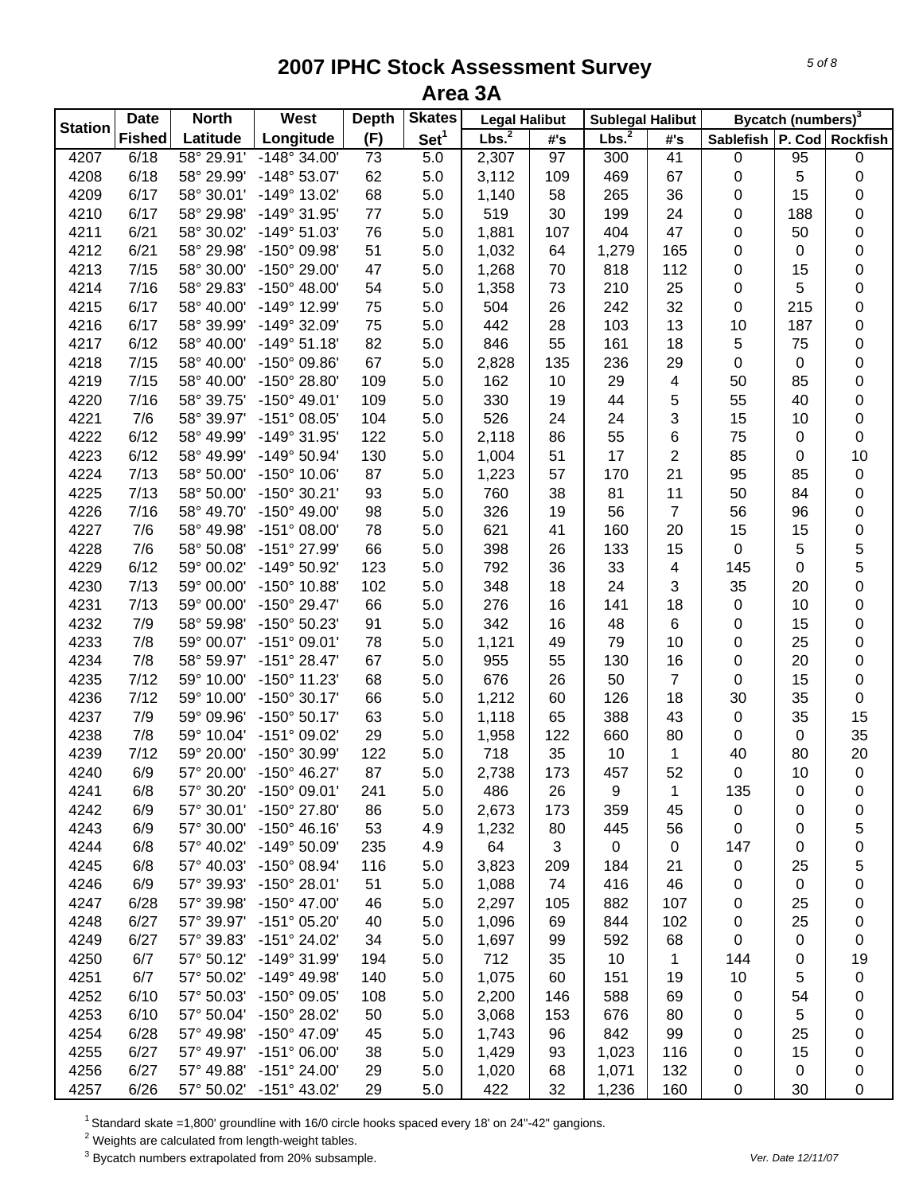# 2007 IPHC Stock Assessment Survey
## Area 3A

| Station | Date Fished | North Latitude | West Longitude | Depth (F) | Skates Set[1] | Legal Halibut Lbs.[2] | Legal Halibut #'s | Sublegal Halibut Lbs.[2] | Sublegal Halibut #'s | Bycatch (numbers)[3] Sablefish | P. Cod | Rockfish |
|---|---|---|---|---|---|---|---|---|---|---|---|---|
| 4207 | 6/18 | 58° 29.91' | -148° 34.00' | 73 | 5.0 | 2,307 | 97 | 300 | 41 | 0 | 95 | 0 |
| 4208 | 6/18 | 58° 29.99' | -148° 53.07' | 62 | 5.0 | 3,112 | 109 | 469 | 67 | 0 | 5 | 0 |
| 4209 | 6/17 | 58° 30.01' | -149° 13.02' | 68 | 5.0 | 1,140 | 58 | 265 | 36 | 0 | 15 | 0 |
| 4210 | 6/17 | 58° 29.98' | -149° 31.95' | 77 | 5.0 | 519 | 30 | 199 | 24 | 0 | 188 | 0 |
| 4211 | 6/21 | 58° 30.02' | -149° 51.03' | 76 | 5.0 | 1,881 | 107 | 404 | 47 | 0 | 50 | 0 |
| 4212 | 6/21 | 58° 29.98' | -150° 09.98' | 51 | 5.0 | 1,032 | 64 | 1,279 | 165 | 0 | 0 | 0 |
| 4213 | 7/15 | 58° 30.00' | -150° 29.00' | 47 | 5.0 | 1,268 | 70 | 818 | 112 | 0 | 15 | 0 |
| 4214 | 7/16 | 58° 29.83' | -150° 48.00' | 54 | 5.0 | 1,358 | 73 | 210 | 25 | 0 | 5 | 0 |
| 4215 | 6/17 | 58° 40.00' | -149° 12.99' | 75 | 5.0 | 504 | 26 | 242 | 32 | 0 | 215 | 0 |
| 4216 | 6/17 | 58° 39.99' | -149° 32.09' | 75 | 5.0 | 442 | 28 | 103 | 13 | 10 | 187 | 0 |
| 4217 | 6/12 | 58° 40.00' | -149° 51.18' | 82 | 5.0 | 846 | 55 | 161 | 18 | 5 | 75 | 0 |
| 4218 | 7/15 | 58° 40.00' | -150° 09.86' | 67 | 5.0 | 2,828 | 135 | 236 | 29 | 0 | 0 | 0 |
| 4219 | 7/15 | 58° 40.00' | -150° 28.80' | 109 | 5.0 | 162 | 10 | 29 | 4 | 50 | 85 | 0 |
| 4220 | 7/16 | 58° 39.75' | -150° 49.01' | 109 | 5.0 | 330 | 19 | 44 | 5 | 55 | 40 | 0 |
| 4221 | 7/6 | 58° 39.97' | -151° 08.05' | 104 | 5.0 | 526 | 24 | 24 | 3 | 15 | 10 | 0 |
| 4222 | 6/12 | 58° 49.99' | -149° 31.95' | 122 | 5.0 | 2,118 | 86 | 55 | 6 | 75 | 0 | 0 |
| 4223 | 6/12 | 58° 49.99' | -149° 50.94' | 130 | 5.0 | 1,004 | 51 | 17 | 2 | 85 | 0 | 10 |
| 4224 | 7/13 | 58° 50.00' | -150° 10.06' | 87 | 5.0 | 1,223 | 57 | 170 | 21 | 95 | 85 | 0 |
| 4225 | 7/13 | 58° 50.00' | -150° 30.21' | 93 | 5.0 | 760 | 38 | 81 | 11 | 50 | 84 | 0 |
| 4226 | 7/16 | 58° 49.70' | -150° 49.00' | 98 | 5.0 | 326 | 19 | 56 | 7 | 56 | 96 | 0 |
| 4227 | 7/6 | 58° 49.98' | -151° 08.00' | 78 | 5.0 | 621 | 41 | 160 | 20 | 15 | 15 | 0 |
| 4228 | 7/6 | 58° 50.08' | -151° 27.99' | 66 | 5.0 | 398 | 26 | 133 | 15 | 0 | 5 | 5 |
| 4229 | 6/12 | 59° 00.02' | -149° 50.92' | 123 | 5.0 | 792 | 36 | 33 | 4 | 145 | 0 | 5 |
| 4230 | 7/13 | 59° 00.00' | -150° 10.88' | 102 | 5.0 | 348 | 18 | 24 | 3 | 35 | 20 | 0 |
| 4231 | 7/13 | 59° 00.00' | -150° 29.47' | 66 | 5.0 | 276 | 16 | 141 | 18 | 0 | 10 | 0 |
| 4232 | 7/9 | 58° 59.98' | -150° 50.23' | 91 | 5.0 | 342 | 16 | 48 | 6 | 0 | 15 | 0 |
| 4233 | 7/8 | 59° 00.07' | -151° 09.01' | 78 | 5.0 | 1,121 | 49 | 79 | 10 | 0 | 25 | 0 |
| 4234 | 7/8 | 58° 59.97' | -151° 28.47' | 67 | 5.0 | 955 | 55 | 130 | 16 | 0 | 20 | 0 |
| 4235 | 7/12 | 59° 10.00' | -150° 11.23' | 68 | 5.0 | 676 | 26 | 50 | 7 | 0 | 15 | 0 |
| 4236 | 7/12 | 59° 10.00' | -150° 30.17' | 66 | 5.0 | 1,212 | 60 | 126 | 18 | 30 | 35 | 0 |
| 4237 | 7/9 | 59° 09.96' | -150° 50.17' | 63 | 5.0 | 1,118 | 65 | 388 | 43 | 0 | 35 | 15 |
| 4238 | 7/8 | 59° 10.04' | -151° 09.02' | 29 | 5.0 | 1,958 | 122 | 660 | 80 | 0 | 0 | 35 |
| 4239 | 7/12 | 59° 20.00' | -150° 30.99' | 122 | 5.0 | 718 | 35 | 10 | 1 | 40 | 80 | 20 |
| 4240 | 6/9 | 57° 20.00' | -150° 46.27' | 87 | 5.0 | 2,738 | 173 | 457 | 52 | 0 | 10 | 0 |
| 4241 | 6/8 | 57° 30.20' | -150° 09.01' | 241 | 5.0 | 486 | 26 | 9 | 1 | 135 | 0 | 0 |
| 4242 | 6/9 | 57° 30.01' | -150° 27.80' | 86 | 5.0 | 2,673 | 173 | 359 | 45 | 0 | 0 | 0 |
| 4243 | 6/9 | 57° 30.00' | -150° 46.16' | 53 | 4.9 | 1,232 | 80 | 445 | 56 | 0 | 0 | 5 |
| 4244 | 6/8 | 57° 40.02' | -149° 50.09' | 235 | 4.9 | 64 | 3 | 0 | 0 | 147 | 0 | 0 |
| 4245 | 6/8 | 57° 40.03' | -150° 08.94' | 116 | 5.0 | 3,823 | 209 | 184 | 21 | 0 | 25 | 5 |
| 4246 | 6/9 | 57° 39.93' | -150° 28.01' | 51 | 5.0 | 1,088 | 74 | 416 | 46 | 0 | 0 | 0 |
| 4247 | 6/28 | 57° 39.98' | -150° 47.00' | 46 | 5.0 | 2,297 | 105 | 882 | 107 | 0 | 25 | 0 |
| 4248 | 6/27 | 57° 39.97' | -151° 05.20' | 40 | 5.0 | 1,096 | 69 | 844 | 102 | 0 | 25 | 0 |
| 4249 | 6/27 | 57° 39.83' | -151° 24.02' | 34 | 5.0 | 1,697 | 99 | 592 | 68 | 0 | 0 | 0 |
| 4250 | 6/7 | 57° 50.12' | -149° 31.99' | 194 | 5.0 | 712 | 35 | 10 | 1 | 144 | 0 | 19 |
| 4251 | 6/7 | 57° 50.02' | -149° 49.98' | 140 | 5.0 | 1,075 | 60 | 151 | 19 | 10 | 5 | 0 |
| 4252 | 6/10 | 57° 50.03' | -150° 09.05' | 108 | 5.0 | 2,200 | 146 | 588 | 69 | 0 | 54 | 0 |
| 4253 | 6/10 | 57° 50.04' | -150° 28.02' | 50 | 5.0 | 3,068 | 153 | 676 | 80 | 0 | 5 | 0 |
| 4254 | 6/28 | 57° 49.98' | -150° 47.09' | 45 | 5.0 | 1,743 | 96 | 842 | 99 | 0 | 25 | 0 |
| 4255 | 6/27 | 57° 49.97' | -151° 06.00' | 38 | 5.0 | 1,429 | 93 | 1,023 | 116 | 0 | 15 | 0 |
| 4256 | 6/27 | 57° 49.88' | -151° 24.00' | 29 | 5.0 | 1,020 | 68 | 1,071 | 132 | 0 | 0 | 0 |
| 4257 | 6/26 | 57° 50.02' | -151° 43.02' | 29 | 5.0 | 422 | 32 | 1,236 | 160 | 0 | 30 | 0 |

[1] Standard skate =1,800' groundline with 16/0 circle hooks spaced every 18' on 24"-42" gangions.

[2] Weights are calculated from length-weight tables.

[3] Bycatch numbers extrapolated from 20% subsample.

Ver. Date 12/11/07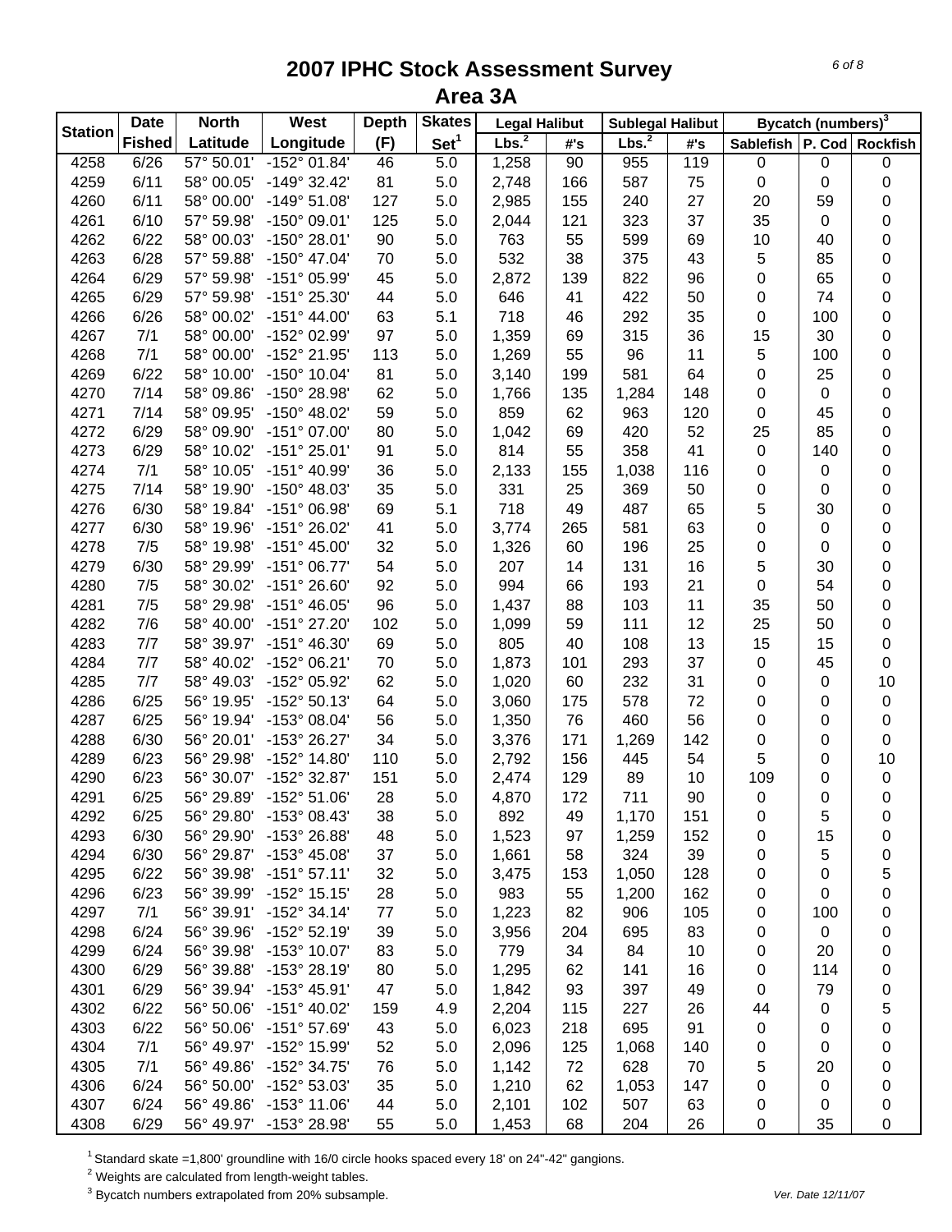# 2007 IPHC Stock Assessment Survey
## Area 3A

| Station | Date | North | West | Depth | Skates | Legal Halibut | | Sublegal Halibut | | Bycatch (numbers)[3] | | |
|---|---|---|---|---|---|---|---|---|---|---|---|---|
| | Fished | Latitude | Longitude | (F) | Set[1] | Lbs.[2] | #'s | Lbs.[2] | #'s | Sablefish | P. Cod | Rockfish |
| 4258 | 6/26 | 57° 50.01' | -152° 01.84' | 46 | 5.0 | 1,258 | 90 | 955 | 119 | 0 | 0 | 0 |
| 4259 | 6/11 | 58° 00.05' | -149° 32.42' | 81 | 5.0 | 2,748 | 166 | 587 | 75 | 0 | 0 | 0 |
| 4260 | 6/11 | 58° 00.00' | -149° 51.08' | 127 | 5.0 | 2,985 | 155 | 240 | 27 | 20 | 59 | 0 |
| 4261 | 6/10 | 57° 59.98' | -150° 09.01' | 125 | 5.0 | 2,044 | 121 | 323 | 37 | 35 | 0 | 0 |
| 4262 | 6/22 | 58° 00.03' | -150° 28.01' | 90 | 5.0 | 763 | 55 | 599 | 69 | 10 | 40 | 0 |
| 4263 | 6/28 | 57° 59.88' | -150° 47.04' | 70 | 5.0 | 532 | 38 | 375 | 43 | 5 | 85 | 0 |
| 4264 | 6/29 | 57° 59.98' | -151° 05.99' | 45 | 5.0 | 2,872 | 139 | 822 | 96 | 0 | 65 | 0 |
| 4265 | 6/29 | 57° 59.98' | -151° 25.30' | 44 | 5.0 | 646 | 41 | 422 | 50 | 0 | 74 | 0 |
| 4266 | 6/26 | 58° 00.02' | -151° 44.00' | 63 | 5.1 | 718 | 46 | 292 | 35 | 0 | 100 | 0 |
| 4267 | 7/1 | 58° 00.00' | -152° 02.99' | 97 | 5.0 | 1,359 | 69 | 315 | 36 | 15 | 30 | 0 |
| 4268 | 7/1 | 58° 00.00' | -152° 21.95' | 113 | 5.0 | 1,269 | 55 | 96 | 11 | 5 | 100 | 0 |
| 4269 | 6/22 | 58° 10.00' | -150° 10.04' | 81 | 5.0 | 3,140 | 199 | 581 | 64 | 0 | 25 | 0 |
| 4270 | 7/14 | 58° 09.86' | -150° 28.98' | 62 | 5.0 | 1,766 | 135 | 1,284 | 148 | 0 | 0 | 0 |
| 4271 | 7/14 | 58° 09.95' | -150° 48.02' | 59 | 5.0 | 859 | 62 | 963 | 120 | 0 | 45 | 0 |
| 4272 | 6/29 | 58° 09.90' | -151° 07.00' | 80 | 5.0 | 1,042 | 69 | 420 | 52 | 25 | 85 | 0 |
| 4273 | 6/29 | 58° 10.02' | -151° 25.01' | 91 | 5.0 | 814 | 55 | 358 | 41 | 0 | 140 | 0 |
| 4274 | 7/1 | 58° 10.05' | -151° 40.99' | 36 | 5.0 | 2,133 | 155 | 1,038 | 116 | 0 | 0 | 0 |
| 4275 | 7/14 | 58° 19.90' | -150° 48.03' | 35 | 5.0 | 331 | 25 | 369 | 50 | 0 | 0 | 0 |
| 4276 | 6/30 | 58° 19.84' | -151° 06.98' | 69 | 5.1 | 718 | 49 | 487 | 65 | 5 | 30 | 0 |
| 4277 | 6/30 | 58° 19.96' | -151° 26.02' | 41 | 5.0 | 3,774 | 265 | 581 | 63 | 0 | 0 | 0 |
| 4278 | 7/5 | 58° 19.98' | -151° 45.00' | 32 | 5.0 | 1,326 | 60 | 196 | 25 | 0 | 0 | 0 |
| 4279 | 6/30 | 58° 29.99' | -151° 06.77' | 54 | 5.0 | 207 | 14 | 131 | 16 | 5 | 30 | 0 |
| 4280 | 7/5 | 58° 30.02' | -151° 26.60' | 92 | 5.0 | 994 | 66 | 193 | 21 | 0 | 54 | 0 |
| 4281 | 7/5 | 58° 29.98' | -151° 46.05' | 96 | 5.0 | 1,437 | 88 | 103 | 11 | 35 | 50 | 0 |
| 4282 | 7/6 | 58° 40.00' | -151° 27.20' | 102 | 5.0 | 1,099 | 59 | 111 | 12 | 25 | 50 | 0 |
| 4283 | 7/7 | 58° 39.97' | -151° 46.30' | 69 | 5.0 | 805 | 40 | 108 | 13 | 15 | 15 | 0 |
| 4284 | 7/7 | 58° 40.02' | -152° 06.21' | 70 | 5.0 | 1,873 | 101 | 293 | 37 | 0 | 45 | 0 |
| 4285 | 7/7 | 58° 49.03' | -152° 05.92' | 62 | 5.0 | 1,020 | 60 | 232 | 31 | 0 | 0 | 10 |
| 4286 | 6/25 | 56° 19.95' | -152° 50.13' | 64 | 5.0 | 3,060 | 175 | 578 | 72 | 0 | 0 | 0 |
| 4287 | 6/25 | 56° 19.94' | -153° 08.04' | 56 | 5.0 | 1,350 | 76 | 460 | 56 | 0 | 0 | 0 |
| 4288 | 6/30 | 56° 20.01' | -153° 26.27' | 34 | 5.0 | 3,376 | 171 | 1,269 | 142 | 0 | 0 | 0 |
| 4289 | 6/23 | 56° 29.98' | -152° 14.80' | 110 | 5.0 | 2,792 | 156 | 445 | 54 | 5 | 0 | 10 |
| 4290 | 6/23 | 56° 30.07' | -152° 32.87' | 151 | 5.0 | 2,474 | 129 | 89 | 10 | 109 | 0 | 0 |
| 4291 | 6/25 | 56° 29.89' | -152° 51.06' | 28 | 5.0 | 4,870 | 172 | 711 | 90 | 0 | 0 | 0 |
| 4292 | 6/25 | 56° 29.80' | -153° 08.43' | 38 | 5.0 | 892 | 49 | 1,170 | 151 | 0 | 5 | 0 |
| 4293 | 6/30 | 56° 29.90' | -153° 26.88' | 48 | 5.0 | 1,523 | 97 | 1,259 | 152 | 0 | 15 | 0 |
| 4294 | 6/30 | 56° 29.87' | -153° 45.08' | 37 | 5.0 | 1,661 | 58 | 324 | 39 | 0 | 5 | 0 |
| 4295 | 6/22 | 56° 39.98' | -151° 57.11' | 32 | 5.0 | 3,475 | 153 | 1,050 | 128 | 0 | 0 | 5 |
| 4296 | 6/23 | 56° 39.99' | -152° 15.15' | 28 | 5.0 | 983 | 55 | 1,200 | 162 | 0 | 0 | 0 |
| 4297 | 7/1 | 56° 39.91' | -152° 34.14' | 77 | 5.0 | 1,223 | 82 | 906 | 105 | 0 | 100 | 0 |
| 4298 | 6/24 | 56° 39.96' | -152° 52.19' | 39 | 5.0 | 3,956 | 204 | 695 | 83 | 0 | 0 | 0 |
| 4299 | 6/24 | 56° 39.98' | -153° 10.07' | 83 | 5.0 | 779 | 34 | 84 | 10 | 0 | 20 | 0 |
| 4300 | 6/29 | 56° 39.88' | -153° 28.19' | 80 | 5.0 | 1,295 | 62 | 141 | 16 | 0 | 114 | 0 |
| 4301 | 6/29 | 56° 39.94' | -153° 45.91' | 47 | 5.0 | 1,842 | 93 | 397 | 49 | 0 | 79 | 0 |
| 4302 | 6/22 | 56° 50.06' | -151° 40.02' | 159 | 4.9 | 2,204 | 115 | 227 | 26 | 44 | 0 | 5 |
| 4303 | 6/22 | 56° 50.06' | -151° 57.69' | 43 | 5.0 | 6,023 | 218 | 695 | 91 | 0 | 0 | 0 |
| 4304 | 7/1 | 56° 49.97' | -152° 15.99' | 52 | 5.0 | 2,096 | 125 | 1,068 | 140 | 0 | 0 | 0 |
| 4305 | 7/1 | 56° 49.86' | -152° 34.75' | 76 | 5.0 | 1,142 | 72 | 628 | 70 | 5 | 20 | 0 |
| 4306 | 6/24 | 56° 50.00' | -152° 53.03' | 35 | 5.0 | 1,210 | 62 | 1,053 | 147 | 0 | 0 | 0 |
| 4307 | 6/24 | 56° 49.86' | -153° 11.06' | 44 | 5.0 | 2,101 | 102 | 507 | 63 | 0 | 0 | 0 |
| 4308 | 6/29 | 56° 49.97' | -153° 28.98' | 55 | 5.0 | 1,453 | 68 | 204 | 26 | 0 | 35 | 0 |

[1] Standard skate =1,800' groundline with 16/0 circle hooks spaced every 18' on 24"-42" gangions.
[2] Weights are calculated from length-weight tables.
[3] Bycatch numbers extrapolated from 20% subsample.

Ver. Date 12/11/07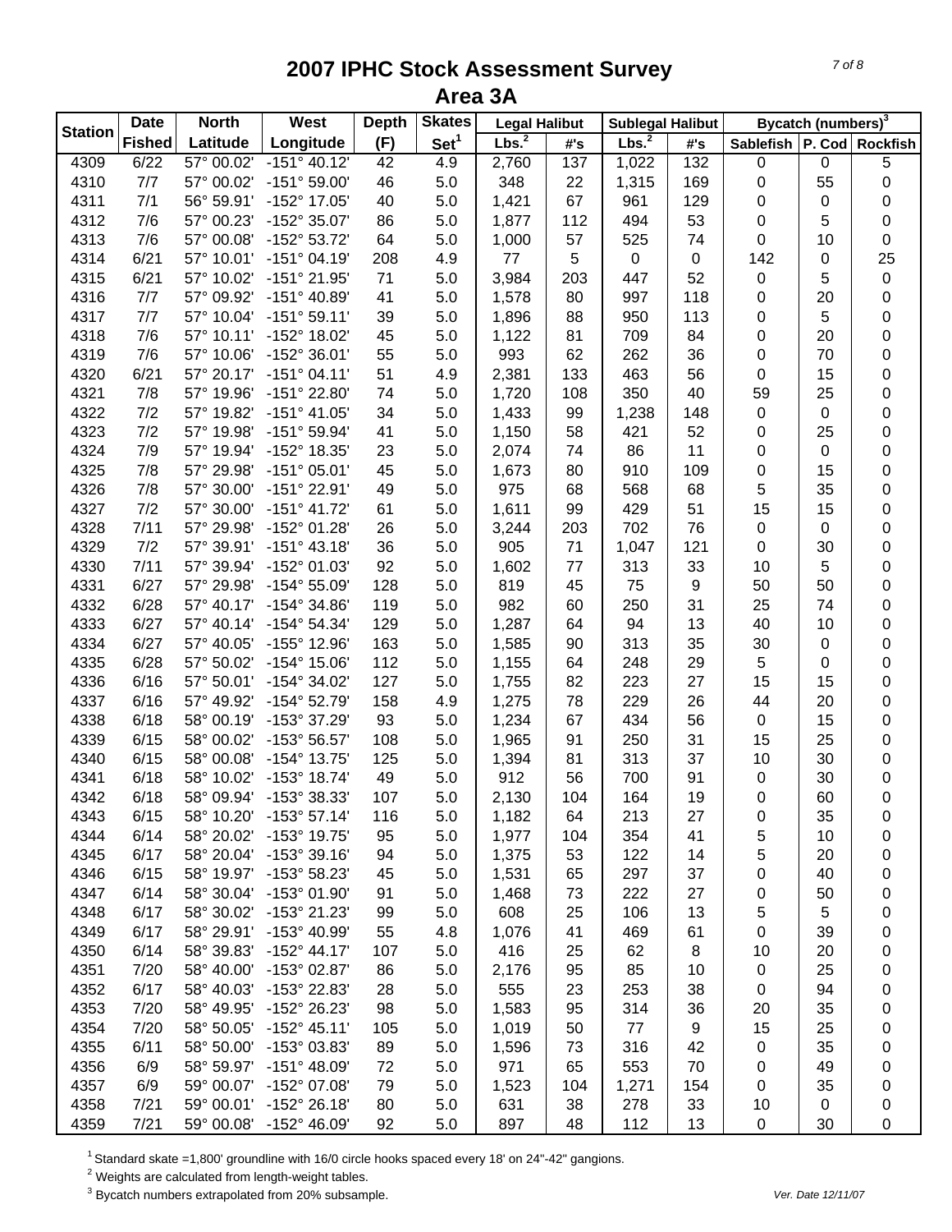# 2007 IPHC Stock Assessment Survey
## Area 3A

| Station | Date Fished | North Latitude | West Longitude | Depth (F) | Skates Set[1] | Legal Halibut Lbs.[2] | Legal Halibut #'s | Sublegal Halibut Lbs.[2] | Sublegal Halibut #'s | Bycatch (numbers)[3] Sablefish | P. Cod | Rockfish |
|---|---|---|---|---|---|---|---|---|---|---|---|---|
| 4309 | 6/22 | 57° 00.02' | -151° 40.12' | 42 | 4.9 | 2,760 | 137 | 1,022 | 132 | 0 | 0 | 5 |
| 4310 | 7/7 | 57° 00.02' | -151° 59.00' | 46 | 5.0 | 348 | 22 | 1,315 | 169 | 0 | 55 | 0 |
| 4311 | 7/1 | 56° 59.91' | -152° 17.05' | 40 | 5.0 | 1,421 | 67 | 961 | 129 | 0 | 0 | 0 |
| 4312 | 7/6 | 57° 00.23' | -152° 35.07' | 86 | 5.0 | 1,877 | 112 | 494 | 53 | 0 | 5 | 0 |
| 4313 | 7/6 | 57° 00.08' | -152° 53.72' | 64 | 5.0 | 1,000 | 57 | 525 | 74 | 0 | 10 | 0 |
| 4314 | 6/21 | 57° 10.01' | -151° 04.19' | 208 | 4.9 | 77 | 5 | 0 | 0 | 142 | 0 | 25 |
| 4315 | 6/21 | 57° 10.02' | -151° 21.95' | 71 | 5.0 | 3,984 | 203 | 447 | 52 | 0 | 5 | 0 |
| 4316 | 7/7 | 57° 09.92' | -151° 40.89' | 41 | 5.0 | 1,578 | 80 | 997 | 118 | 0 | 20 | 0 |
| 4317 | 7/7 | 57° 10.04' | -151° 59.11' | 39 | 5.0 | 1,896 | 88 | 950 | 113 | 0 | 5 | 0 |
| 4318 | 7/6 | 57° 10.11' | -152° 18.02' | 45 | 5.0 | 1,122 | 81 | 709 | 84 | 0 | 20 | 0 |
| 4319 | 7/6 | 57° 10.06' | -152° 36.01' | 55 | 5.0 | 993 | 62 | 262 | 36 | 0 | 70 | 0 |
| 4320 | 6/21 | 57° 20.17' | -151° 04.11' | 51 | 4.9 | 2,381 | 133 | 463 | 56 | 0 | 15 | 0 |
| 4321 | 7/8 | 57° 19.96' | -151° 22.80' | 74 | 5.0 | 1,720 | 108 | 350 | 40 | 59 | 25 | 0 |
| 4322 | 7/2 | 57° 19.82' | -151° 41.05' | 34 | 5.0 | 1,433 | 99 | 1,238 | 148 | 0 | 0 | 0 |
| 4323 | 7/2 | 57° 19.98' | -151° 59.94' | 41 | 5.0 | 1,150 | 58 | 421 | 52 | 0 | 25 | 0 |
| 4324 | 7/9 | 57° 19.94' | -152° 18.35' | 23 | 5.0 | 2,074 | 74 | 86 | 11 | 0 | 0 | 0 |
| 4325 | 7/8 | 57° 29.98' | -151° 05.01' | 45 | 5.0 | 1,673 | 80 | 910 | 109 | 0 | 15 | 0 |
| 4326 | 7/8 | 57° 30.00' | -151° 22.91' | 49 | 5.0 | 975 | 68 | 568 | 68 | 5 | 35 | 0 |
| 4327 | 7/2 | 57° 30.00' | -151° 41.72' | 61 | 5.0 | 1,611 | 99 | 429 | 51 | 15 | 15 | 0 |
| 4328 | 7/11 | 57° 29.98' | -152° 01.28' | 26 | 5.0 | 3,244 | 203 | 702 | 76 | 0 | 0 | 0 |
| 4329 | 7/2 | 57° 39.91' | -151° 43.18' | 36 | 5.0 | 905 | 71 | 1,047 | 121 | 0 | 30 | 0 |
| 4330 | 7/11 | 57° 39.94' | -152° 01.03' | 92 | 5.0 | 1,602 | 77 | 313 | 33 | 10 | 5 | 0 |
| 4331 | 6/27 | 57° 29.98' | -154° 55.09' | 128 | 5.0 | 819 | 45 | 75 | 9 | 50 | 50 | 0 |
| 4332 | 6/28 | 57° 40.17' | -154° 34.86' | 119 | 5.0 | 982 | 60 | 250 | 31 | 25 | 74 | 0 |
| 4333 | 6/27 | 57° 40.14' | -154° 54.34' | 129 | 5.0 | 1,287 | 64 | 94 | 13 | 40 | 10 | 0 |
| 4334 | 6/27 | 57° 40.05' | -155° 12.96' | 163 | 5.0 | 1,585 | 90 | 313 | 35 | 30 | 0 | 0 |
| 4335 | 6/28 | 57° 50.02' | -154° 15.06' | 112 | 5.0 | 1,155 | 64 | 248 | 29 | 5 | 0 | 0 |
| 4336 | 6/16 | 57° 50.01' | -154° 34.02' | 127 | 5.0 | 1,755 | 82 | 223 | 27 | 15 | 15 | 0 |
| 4337 | 6/16 | 57° 49.92' | -154° 52.79' | 158 | 4.9 | 1,275 | 78 | 229 | 26 | 44 | 20 | 0 |
| 4338 | 6/18 | 58° 00.19' | -153° 37.29' | 93 | 5.0 | 1,234 | 67 | 434 | 56 | 0 | 15 | 0 |
| 4339 | 6/15 | 58° 00.02' | -153° 56.57' | 108 | 5.0 | 1,965 | 91 | 250 | 31 | 15 | 25 | 0 |
| 4340 | 6/15 | 58° 00.08' | -154° 13.75' | 125 | 5.0 | 1,394 | 81 | 313 | 37 | 10 | 30 | 0 |
| 4341 | 6/18 | 58° 10.02' | -153° 18.74' | 49 | 5.0 | 912 | 56 | 700 | 91 | 0 | 30 | 0 |
| 4342 | 6/18 | 58° 09.94' | -153° 38.33' | 107 | 5.0 | 2,130 | 104 | 164 | 19 | 0 | 60 | 0 |
| 4343 | 6/15 | 58° 10.20' | -153° 57.14' | 116 | 5.0 | 1,182 | 64 | 213 | 27 | 0 | 35 | 0 |
| 4344 | 6/14 | 58° 20.02' | -153° 19.75' | 95 | 5.0 | 1,977 | 104 | 354 | 41 | 5 | 10 | 0 |
| 4345 | 6/17 | 58° 20.04' | -153° 39.16' | 94 | 5.0 | 1,375 | 53 | 122 | 14 | 5 | 20 | 0 |
| 4346 | 6/15 | 58° 19.97' | -153° 58.23' | 45 | 5.0 | 1,531 | 65 | 297 | 37 | 0 | 40 | 0 |
| 4347 | 6/14 | 58° 30.04' | -153° 01.90' | 91 | 5.0 | 1,468 | 73 | 222 | 27 | 0 | 50 | 0 |
| 4348 | 6/17 | 58° 30.02' | -153° 21.23' | 99 | 5.0 | 608 | 25 | 106 | 13 | 5 | 5 | 0 |
| 4349 | 6/17 | 58° 29.91' | -153° 40.99' | 55 | 4.8 | 1,076 | 41 | 469 | 61 | 0 | 39 | 0 |
| 4350 | 6/14 | 58° 39.83' | -152° 44.17' | 107 | 5.0 | 416 | 25 | 62 | 8 | 10 | 20 | 0 |
| 4351 | 7/20 | 58° 40.00' | -153° 02.87' | 86 | 5.0 | 2,176 | 95 | 85 | 10 | 0 | 25 | 0 |
| 4352 | 6/17 | 58° 40.03' | -153° 22.83' | 28 | 5.0 | 555 | 23 | 253 | 38 | 0 | 94 | 0 |
| 4353 | 7/20 | 58° 49.95' | -152° 26.23' | 98 | 5.0 | 1,583 | 95 | 314 | 36 | 20 | 35 | 0 |
| 4354 | 7/20 | 58° 50.05' | -152° 45.11' | 105 | 5.0 | 1,019 | 50 | 77 | 9 | 15 | 25 | 0 |
| 4355 | 6/11 | 58° 50.00' | -153° 03.83' | 89 | 5.0 | 1,596 | 73 | 316 | 42 | 0 | 35 | 0 |
| 4356 | 6/9 | 58° 59.97' | -151° 48.09' | 72 | 5.0 | 971 | 65 | 553 | 70 | 0 | 49 | 0 |
| 4357 | 6/9 | 59° 00.07' | -152° 07.08' | 79 | 5.0 | 1,523 | 104 | 1,271 | 154 | 0 | 35 | 0 |
| 4358 | 7/21 | 59° 00.01' | -152° 26.18' | 80 | 5.0 | 631 | 38 | 278 | 33 | 10 | 0 | 0 |
| 4359 | 7/21 | 59° 00.08' | -152° 46.09' | 92 | 5.0 | 897 | 48 | 112 | 13 | 0 | 30 | 0 |

[1] Standard skate =1,800' groundline with 16/0 circle hooks spaced every 18' on 24"-42" gangions.
[2] Weights are calculated from length-weight tables.
[3] Bycatch numbers extrapolated from 20% subsample.

Ver. Date 12/11/07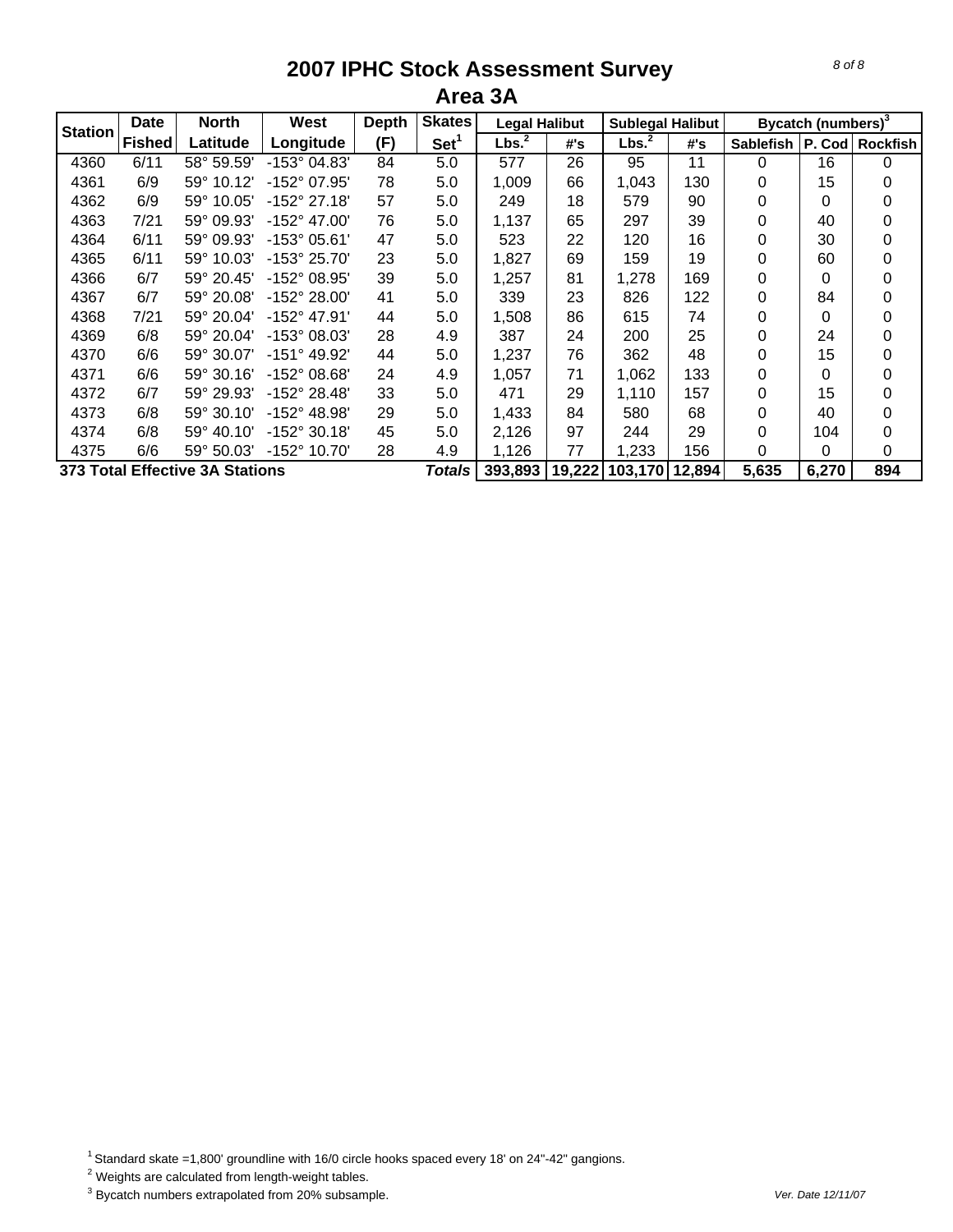# 2007 IPHC Stock Assessment Survey
## Area 3A

| Station | Date Fished | North Latitude | West Longitude | Depth (F) | Skates Set[1] | Legal Halibut | | Sublegal Halibut | | Bycatch (numbers)[3] | | |
|---|---|---|---|---|---|---|---|---|---|---|---|---|
| | | | | | | Lbs.[2] | #'s | Lbs.[2] | #'s | Sablefish | P. Cod | Rockfish |
| 4360 | 6/11 | 58° 59.59' | -153° 04.83' | 84 | 5.0 | 577 | 26 | 95 | 11 | 0 | 16 | 0 |
| 4361 | 6/9 | 59° 10.12' | -152° 07.95' | 78 | 5.0 | 1,009 | 66 | 1,043 | 130 | 0 | 15 | 0 |
| 4362 | 6/9 | 59° 10.05' | -152° 27.18' | 57 | 5.0 | 249 | 18 | 579 | 90 | 0 | 0 | 0 |
| 4363 | 7/21 | 59° 09.93' | -152° 47.00' | 76 | 5.0 | 1,137 | 65 | 297 | 39 | 0 | 40 | 0 |
| 4364 | 6/11 | 59° 09.93' | -153° 05.61' | 47 | 5.0 | 523 | 22 | 120 | 16 | 0 | 30 | 0 |
| 4365 | 6/11 | 59° 10.03' | -153° 25.70' | 23 | 5.0 | 1,827 | 69 | 159 | 19 | 0 | 60 | 0 |
| 4366 | 6/7 | 59° 20.45' | -152° 08.95' | 39 | 5.0 | 1,257 | 81 | 1,278 | 169 | 0 | 0 | 0 |
| 4367 | 6/7 | 59° 20.08' | -152° 28.00' | 41 | 5.0 | 339 | 23 | 826 | 122 | 0 | 84 | 0 |
| 4368 | 7/21 | 59° 20.04' | -152° 47.91' | 44 | 5.0 | 1,508 | 86 | 615 | 74 | 0 | 0 | 0 |
| 4369 | 6/8 | 59° 20.04' | -153° 08.03' | 28 | 4.9 | 387 | 24 | 200 | 25 | 0 | 24 | 0 |
| 4370 | 6/6 | 59° 30.07' | -151° 49.92' | 44 | 5.0 | 1,237 | 76 | 362 | 48 | 0 | 15 | 0 |
| 4371 | 6/6 | 59° 30.16' | -152° 08.68' | 24 | 4.9 | 1,057 | 71 | 1,062 | 133 | 0 | 0 | 0 |
| 4372 | 6/7 | 59° 29.93' | -152° 28.48' | 33 | 5.0 | 471 | 29 | 1,110 | 157 | 0 | 15 | 0 |
| 4373 | 6/8 | 59° 30.10' | -152° 48.98' | 29 | 5.0 | 1,433 | 84 | 580 | 68 | 0 | 40 | 0 |
| 4374 | 6/8 | 59° 40.10' | -152° 30.18' | 45 | 5.0 | 2,126 | 97 | 244 | 29 | 0 | 104 | 0 |
| 4375 | 6/6 | 59° 50.03' | -152° 10.70' | 28 | 4.9 | 1,126 | 77 | 1,233 | 156 | 0 | 0 | 0 |
| **373 Total Effective 3A Stations** | | | | | ***Totals*** | **393,893** | **19,222** | **103,170** | **12,894** | **5,635** | **6,270** | **894** |

[1] Standard skate =1,800' groundline with 16/0 circle hooks spaced every 18' on 24"-42" gangions.
[2] Weights are calculated from length-weight tables.
[3] Bycatch numbers extrapolated from 20% subsample.

*Ver. Date 12/11/07*